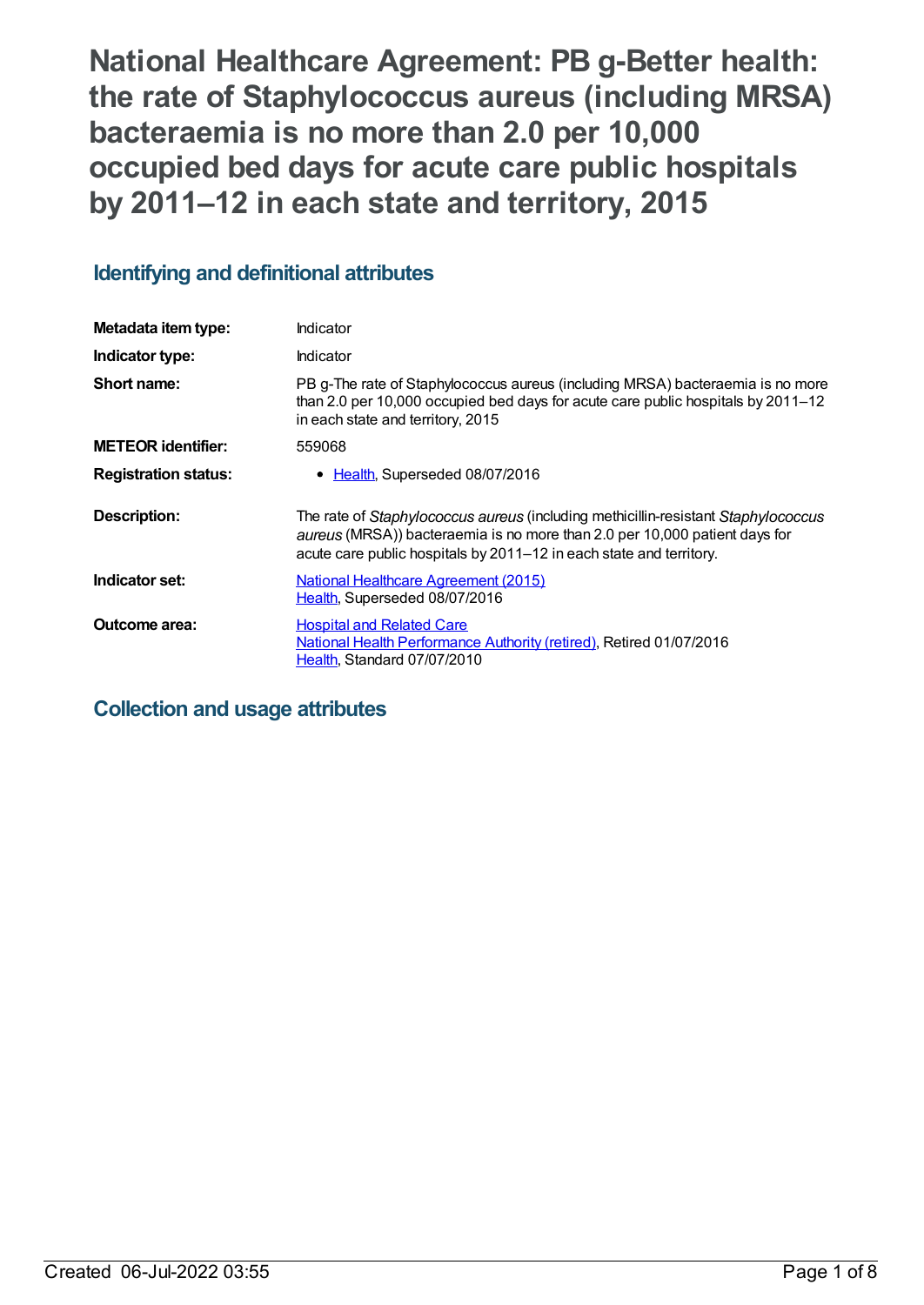# National Healthcare Agreement: PB g-Better health: the rate of Staphylococcus aureus (including MRSA) bacteraemia is no more than 2.0 per 10,000 occupied bed days for acute care public hospitals by 2011–12 in each state and territory, 2015

## Identifying and definitional attributes

| | |
|---|---|
| **Metadata item type:** | Indicator |
| **Indicator type:** | Indicator |
| **Short name:** | PB g-The rate of Staphylococcus aureus (including MRSA) bacteraemia is no more than 2.0 per 10,000 occupied bed days for acute care public hospitals by 2011–12 in each state and territory, 2015 |
| **METEOR identifier:** | 559068 |
| **Registration status:** | • Health, Superseded 08/07/2016 |
| **Description:** | The rate of *Staphylococcus aureus* (including methicillin-resistant *Staphylococcus aureus* (MRSA)) bacteraemia is no more than 2.0 per 10,000 patient days for acute care public hospitals by 2011–12 in each state and territory. |
| **Indicator set:** | National Healthcare Agreement (2015)<br>Health, Superseded 08/07/2016 |
| **Outcome area:** | Hospital and Related Care<br>National Health Performance Authority (retired), Retired 01/07/2016<br>Health, Standard 07/07/2010 |

## Collection and usage attributes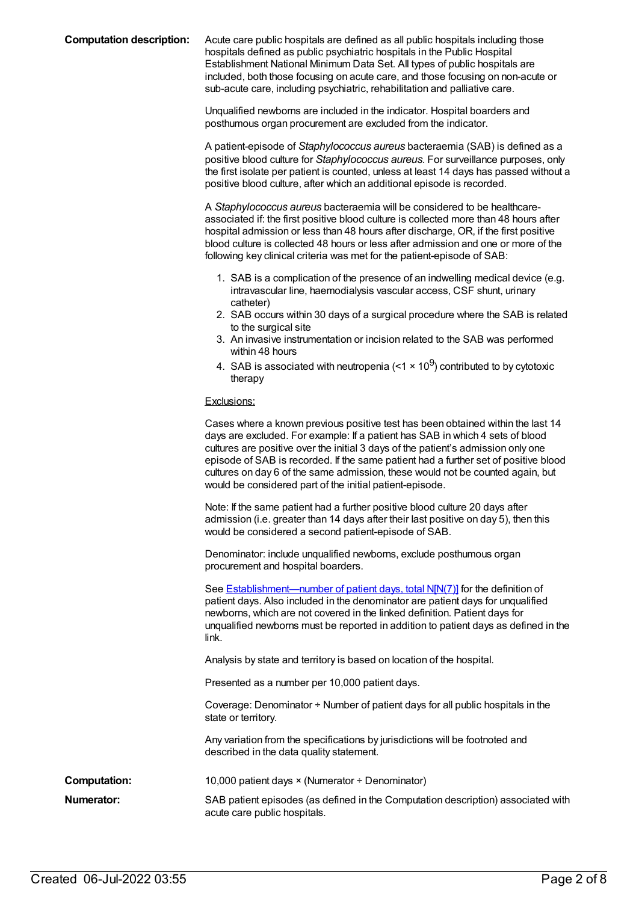**Computation description:**

Acute care public hospitals are defined as all public hospitals including those hospitals defined as public psychiatric hospitals in the Public Hospital Establishment National Minimum Data Set. All types of public hospitals are included, both those focusing on acute care, and those focusing on non-acute or sub-acute care, including psychiatric, rehabilitation and palliative care.

Unqualified newborns are included in the indicator. Hospital boarders and posthumous organ procurement are excluded from the indicator.

A patient-episode of *Staphylococcus aureus* bacteraemia (SAB) is defined as a positive blood culture for *Staphylococcus aureus*. For surveillance purposes, only the first isolate per patient is counted, unless at least 14 days has passed without a positive blood culture, after which an additional episode is recorded.

A *Staphylococcus aureus* bacteraemia will be considered to be healthcare-associated if: the first positive blood culture is collected more than 48 hours after hospital admission or less than 48 hours after discharge, OR, if the first positive blood culture is collected 48 hours or less after admission and one or more of the following key clinical criteria was met for the patient-episode of SAB:

1. SAB is a complication of the presence of an indwelling medical device (e.g. intravascular line, haemodialysis vascular access, CSF shunt, urinary catheter)
2. SAB occurs within 30 days of a surgical procedure where the SAB is related to the surgical site
3. An invasive instrumentation or incision related to the SAB was performed within 48 hours
4. SAB is associated with neutropenia ($<1 \times 10^9$) contributed to by cytotoxic therapy

Exclusions:

Cases where a known previous positive test has been obtained within the last 14 days are excluded. For example: If a patient has SAB in which 4 sets of blood cultures are positive over the initial 3 days of the patient's admission only one episode of SAB is recorded. If the same patient had a further set of positive blood cultures on day 6 of the same admission, these would not be counted again, but would be considered part of the initial patient-episode.

Note: If the same patient had a further positive blood culture 20 days after admission (i.e. greater than 14 days after their last positive on day 5), then this would be considered a second patient-episode of SAB.

Denominator: include unqualified newborns, exclude posthumous organ procurement and hospital boarders.

See [Establishment—number of patient days, total N[N(7)]] for the definition of patient days. Also included in the denominator are patient days for unqualified newborns, which are not covered in the linked definition. Patient days for unqualified newborns must be reported in addition to patient days as defined in the link.

Analysis by state and territory is based on location of the hospital.

Presented as a number per 10,000 patient days.

Coverage: Denominator ÷ Number of patient days for all public hospitals in the state or territory.

Any variation from the specifications by jurisdictions will be footnoted and described in the data quality statement.

**Computation:** 10,000 patient days × (Numerator ÷ Denominator)

**Numerator:** SAB patient episodes (as defined in the Computation description) associated with acute care public hospitals.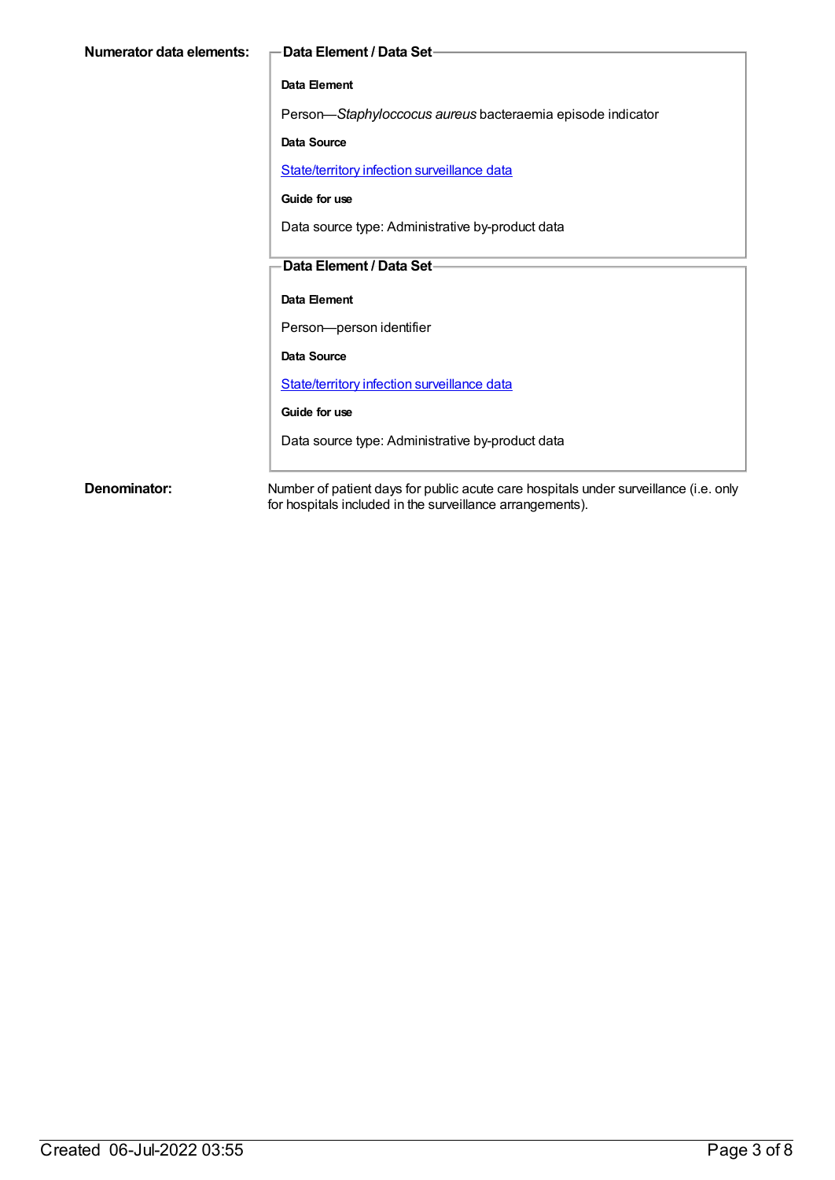**Numerator data elements:**

**Data Element / Data Set**

**Data Element**

Person—*Staphyloccocus aureus* bacteraemia episode indicator

**Data Source**

State/territory infection surveillance data

**Guide for use**

Data source type: Administrative by-product data

**Data Element / Data Set**

**Data Element**

Person—person identifier

**Data Source**

State/territory infection surveillance data

**Guide for use**

Data source type: Administrative by-product data

**Denominator:**

Number of patient days for public acute care hospitals under surveillance (i.e. only for hospitals included in the surveillance arrangements).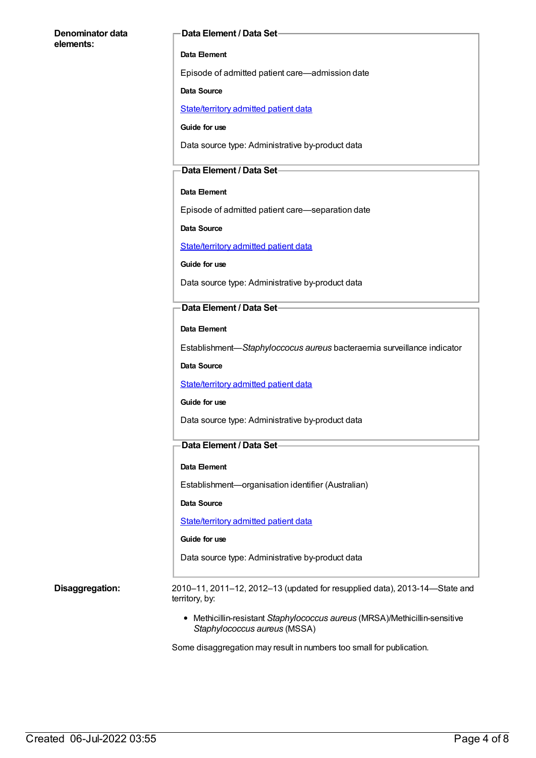**Denominator data elements:**

**Data Element / Data Set**

**Data Element**

Episode of admitted patient care—admission date

**Data Source**

State/territory admitted patient data

**Guide for use**

Data source type: Administrative by-product data

**Data Element / Data Set**

**Data Element**

Episode of admitted patient care—separation date

**Data Source**

State/territory admitted patient data

**Guide for use**

Data source type: Administrative by-product data

**Data Element / Data Set**

**Data Element**

Establishment—*Staphyloccocus aureus* bacteraemia surveillance indicator

**Data Source**

State/territory admitted patient data

**Guide for use**

Data source type: Administrative by-product data

**Data Element / Data Set**

**Data Element**

Establishment—organisation identifier (Australian)

**Data Source**

State/territory admitted patient data

**Guide for use**

Data source type: Administrative by-product data

**Disaggregation:**

2010–11, 2011–12, 2012–13 (updated for resupplied data), 2013-14—State and territory, by:

- Methicillin-resistant *Staphylococcus aureus* (MRSA)/Methicillin-sensitive *Staphylococcus aureus* (MSSA)

Some disaggregation may result in numbers too small for publication.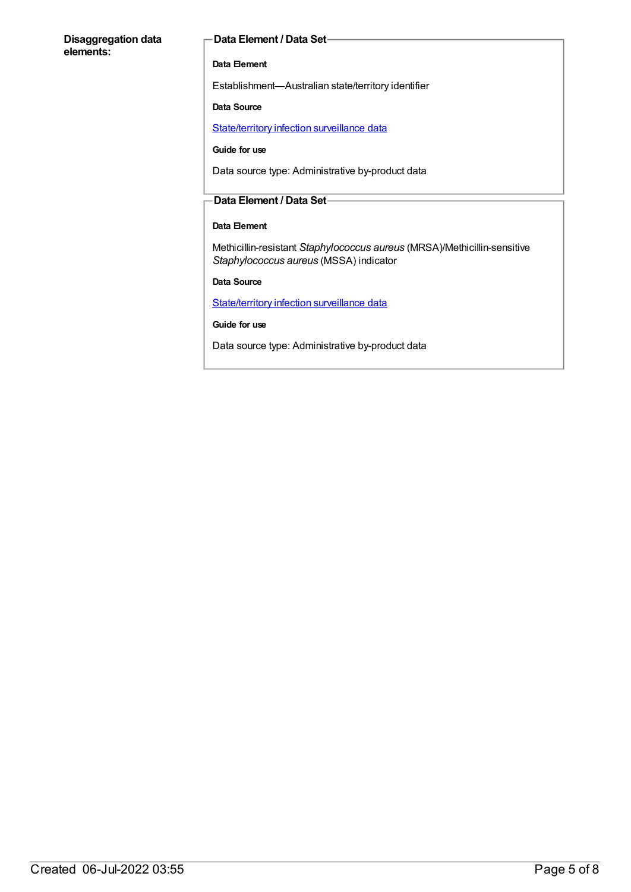**Disaggregation data elements:**

**Data Element / Data Set**

**Data Element**

Establishment—Australian state/territory identifier

**Data Source**

State/territory infection surveillance data

**Guide for use**

Data source type: Administrative by-product data

**Data Element / Data Set**

**Data Element**

Methicillin-resistant *Staphylococcus aureus* (MRSA)/Methicillin-sensitive *Staphylococcus aureus* (MSSA) indicator

**Data Source**

State/territory infection surveillance data

**Guide for use**

Data source type: Administrative by-product data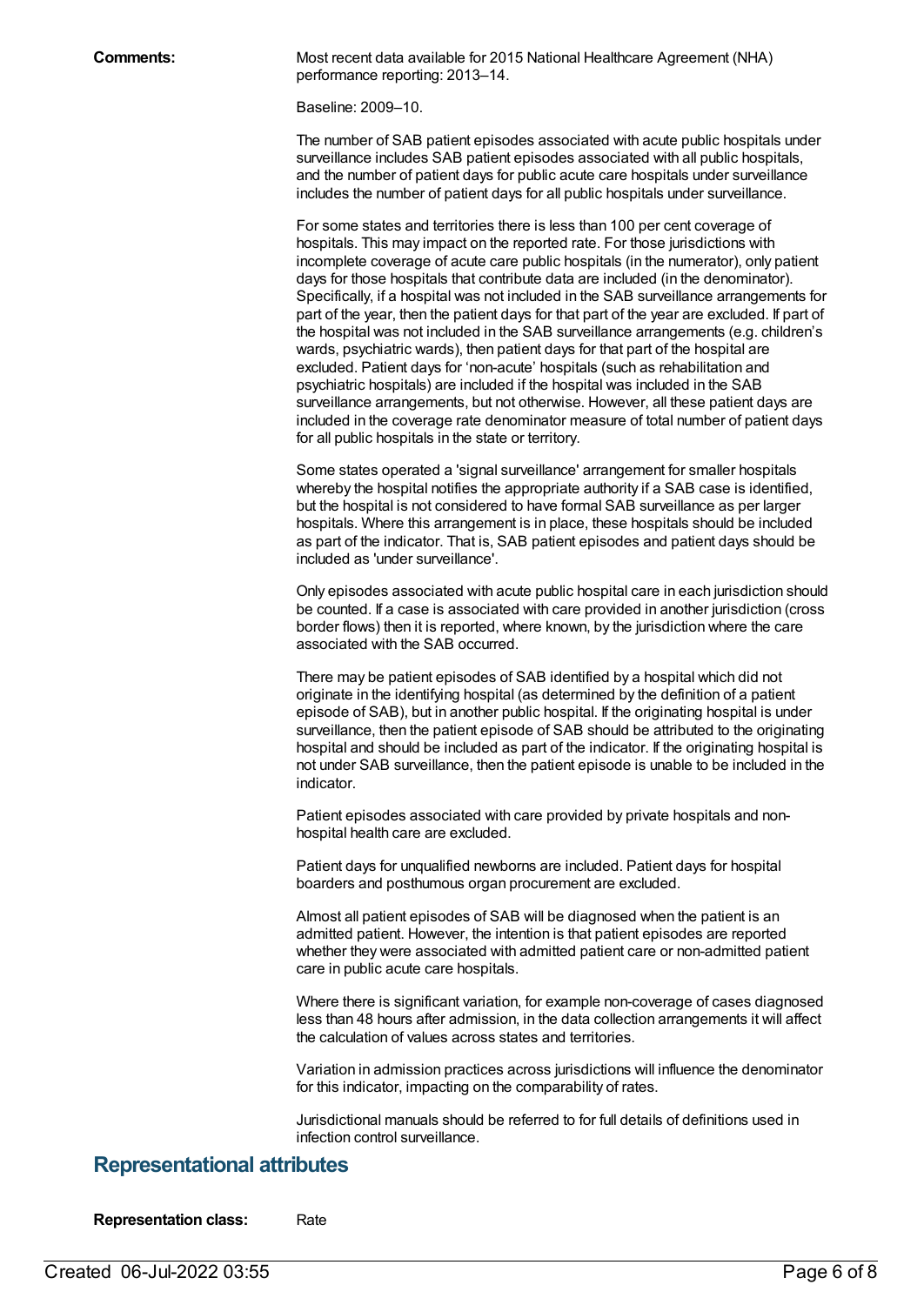**Comments:** Most recent data available for 2015 National Healthcare Agreement (NHA) performance reporting: 2013–14.

Baseline: 2009–10.

The number of SAB patient episodes associated with acute public hospitals under surveillance includes SAB patient episodes associated with all public hospitals, and the number of patient days for public acute care hospitals under surveillance includes the number of patient days for all public hospitals under surveillance.

For some states and territories there is less than 100 per cent coverage of hospitals. This may impact on the reported rate. For those jurisdictions with incomplete coverage of acute care public hospitals (in the numerator), only patient days for those hospitals that contribute data are included (in the denominator). Specifically, if a hospital was not included in the SAB surveillance arrangements for part of the year, then the patient days for that part of the year are excluded. If part of the hospital was not included in the SAB surveillance arrangements (e.g. children's wards, psychiatric wards), then patient days for that part of the hospital are excluded. Patient days for 'non-acute' hospitals (such as rehabilitation and psychiatric hospitals) are included if the hospital was included in the SAB surveillance arrangements, but not otherwise. However, all these patient days are included in the coverage rate denominator measure of total number of patient days for all public hospitals in the state or territory.

Some states operated a 'signal surveillance' arrangement for smaller hospitals whereby the hospital notifies the appropriate authority if a SAB case is identified, but the hospital is not considered to have formal SAB surveillance as per larger hospitals. Where this arrangement is in place, these hospitals should be included as part of the indicator. That is, SAB patient episodes and patient days should be included as 'under surveillance'.

Only episodes associated with acute public hospital care in each jurisdiction should be counted. If a case is associated with care provided in another jurisdiction (cross border flows) then it is reported, where known, by the jurisdiction where the care associated with the SAB occurred.

There may be patient episodes of SAB identified by a hospital which did not originate in the identifying hospital (as determined by the definition of a patient episode of SAB), but in another public hospital. If the originating hospital is under surveillance, then the patient episode of SAB should be attributed to the originating hospital and should be included as part of the indicator. If the originating hospital is not under SAB surveillance, then the patient episode is unable to be included in the indicator.

Patient episodes associated with care provided by private hospitals and non-hospital health care are excluded.

Patient days for unqualified newborns are included. Patient days for hospital boarders and posthumous organ procurement are excluded.

Almost all patient episodes of SAB will be diagnosed when the patient is an admitted patient. However, the intention is that patient episodes are reported whether they were associated with admitted patient care or non-admitted patient care in public acute care hospitals.

Where there is significant variation, for example non-coverage of cases diagnosed less than 48 hours after admission, in the data collection arrangements it will affect the calculation of values across states and territories.

Variation in admission practices across jurisdictions will influence the denominator for this indicator, impacting on the comparability of rates.

Jurisdictional manuals should be referred to for full details of definitions used in infection control surveillance.

## Representational attributes

**Representation class:** Rate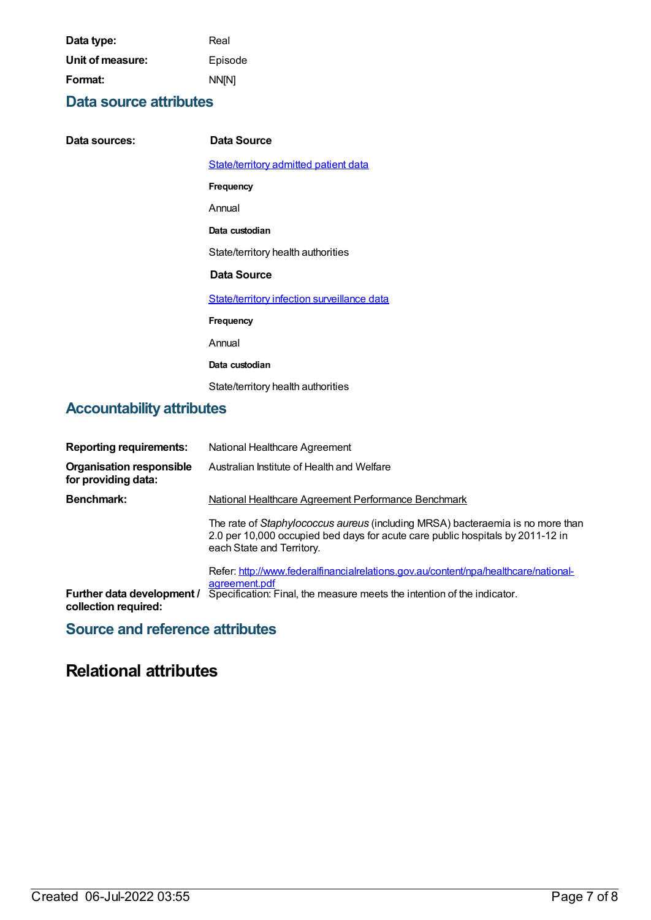**Data type:** Real

**Unit of measure:** Episode

**Format:** NN[N]

## Data source attributes

**Data sources:**

**Data Source**

State/territory admitted patient data

**Frequency**

Annual

**Data custodian**

State/territory health authorities

**Data Source**

State/territory infection surveillance data

**Frequency**

Annual

**Data custodian**

State/territory health authorities

## Accountability attributes

**Reporting requirements:** National Healthcare Agreement

**Organisation responsible for providing data:** Australian Institute of Health and Welfare

**Benchmark:** National Healthcare Agreement Performance Benchmark

The rate of *Staphylococcus aureus* (including MRSA) bacteraemia is no more than 2.0 per 10,000 occupied bed days for acute care public hospitals by 2011-12 in each State and Territory.

Refer: http://www.federalfinancialrelations.gov.au/content/npa/healthcare/national-agreement.pdf

**Further data development / collection required:** Specification: Final, the measure meets the intention of the indicator.

## Source and reference attributes

# Relational attributes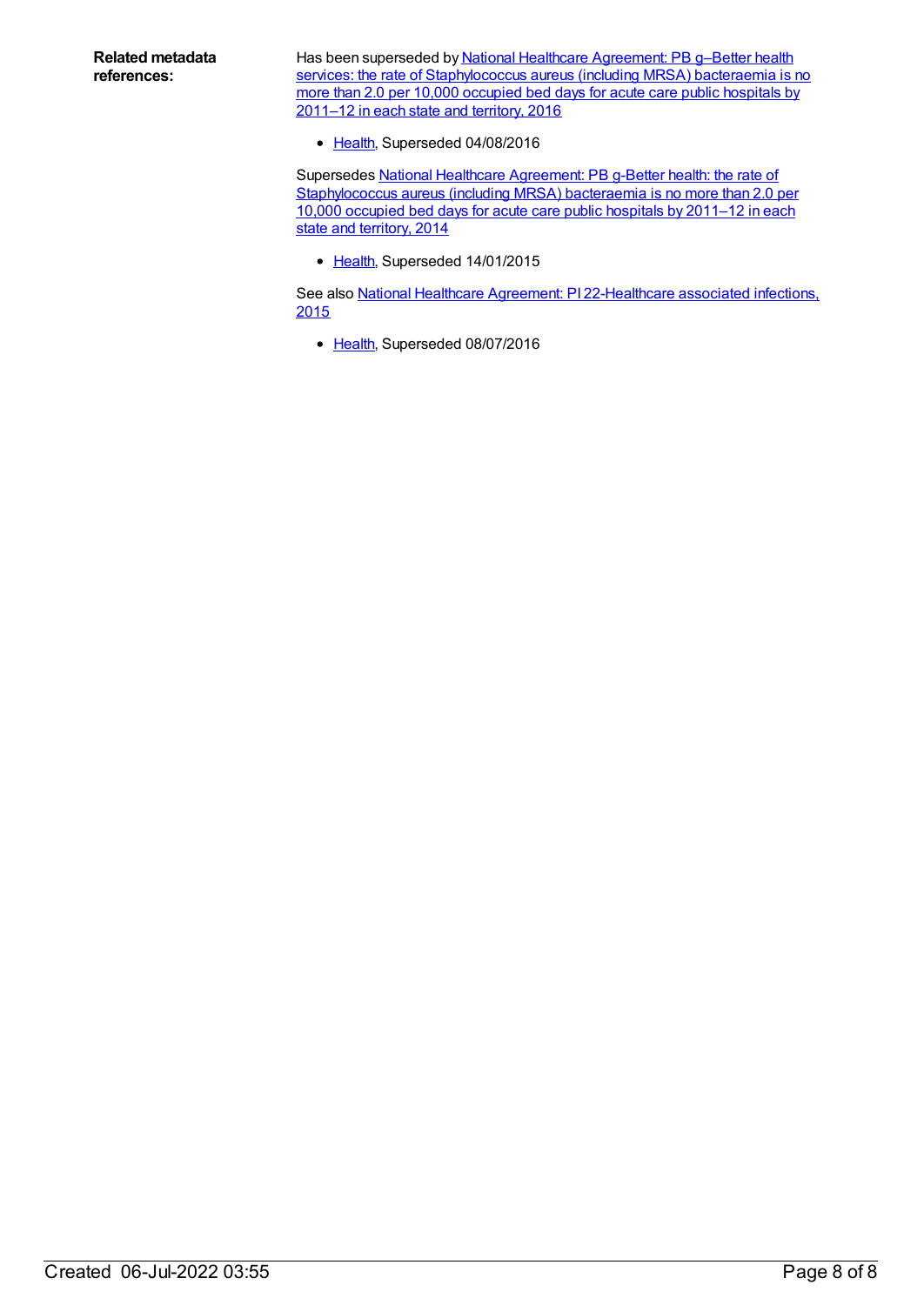**Related metadata references:**

Has been superseded by National Healthcare Agreement: PB g–Better health services: the rate of Staphylococcus aureus (including MRSA) bacteraemia is no more than 2.0 per 10,000 occupied bed days for acute care public hospitals by 2011–12 in each state and territory, 2016

- Health, Superseded 04/08/2016

Supersedes National Healthcare Agreement: PB g-Better health: the rate of Staphylococcus aureus (including MRSA) bacteraemia is no more than 2.0 per 10,000 occupied bed days for acute care public hospitals by 2011–12 in each state and territory, 2014

- Health, Superseded 14/01/2015

See also National Healthcare Agreement: PI 22-Healthcare associated infections, 2015

- Health, Superseded 08/07/2016